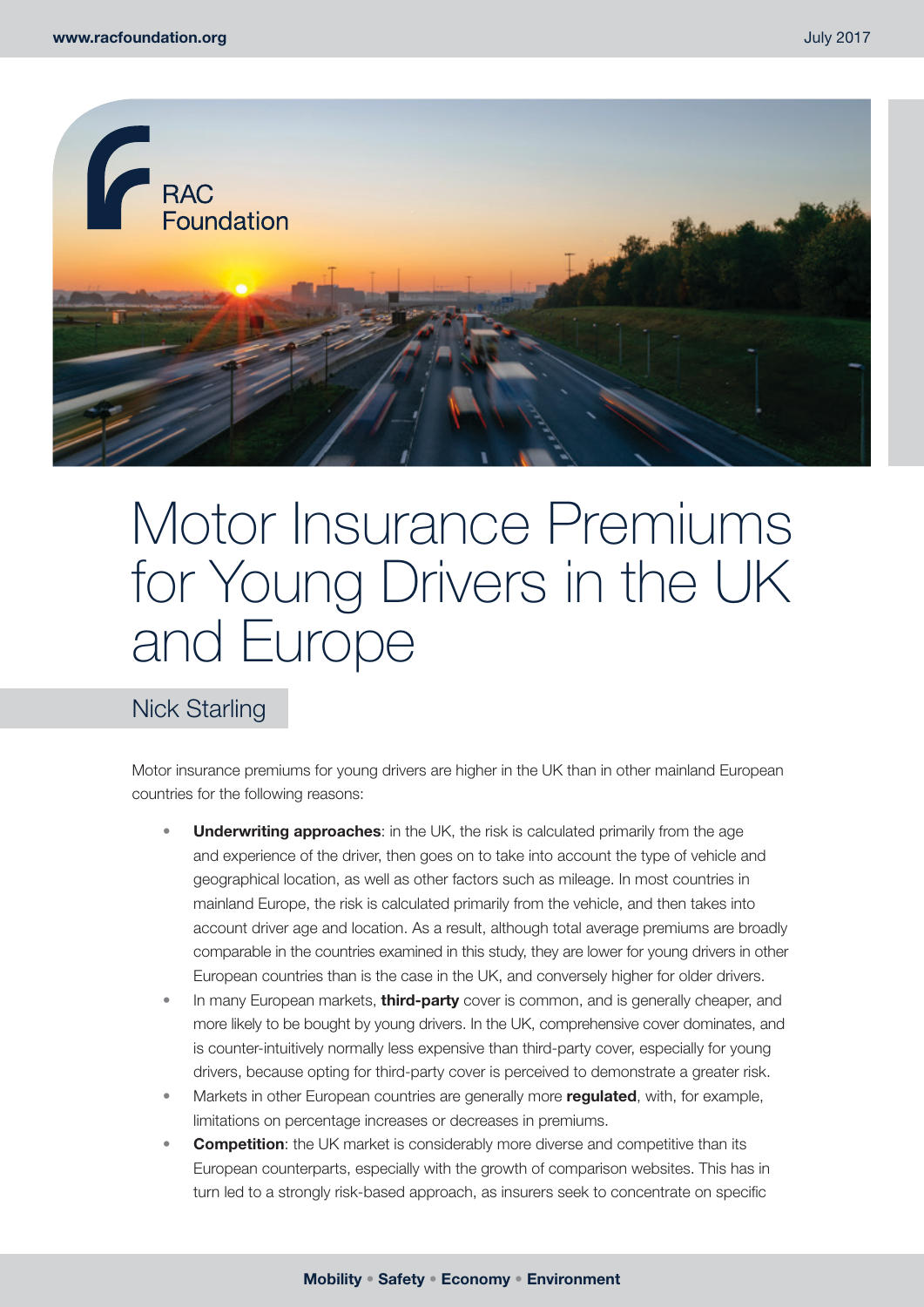# Motor Insurance Premiums for Young Drivers in the UK and Europe

## Nick Starling

Motor insurance premiums for young drivers are higher in the UK than in other mainland European countries for the following reasons:

- **Underwriting approaches**: in the UK, the risk is calculated primarily from the age and experience of the driver, then goes on to take into account the type of vehicle and geographical location, as well as other factors such as mileage. In most countries in mainland Europe, the risk is calculated primarily from the vehicle, and then takes into account driver age and location. As a result, although total average premiums are broadly comparable in the countries examined in this study, they are lower for young drivers in other European countries than is the case in the UK, and conversely higher for older drivers.
- In many European markets, **third-party** cover is common, and is generally cheaper, and more likely to be bought by young drivers. In the UK, comprehensive cover dominates, and is counter-intuitively normally less expensive than third-party cover, especially for young drivers, because opting for third-party cover is perceived to demonstrate a greater risk.
- Markets in other European countries are generally more **regulated**, with, for example, limitations on percentage increases or decreases in premiums.
- **Competition**: the UK market is considerably more diverse and competitive than its European counterparts, especially with the growth of comparison websites. This has in turn led to a strongly risk-based approach, as insurers seek to concentrate on specific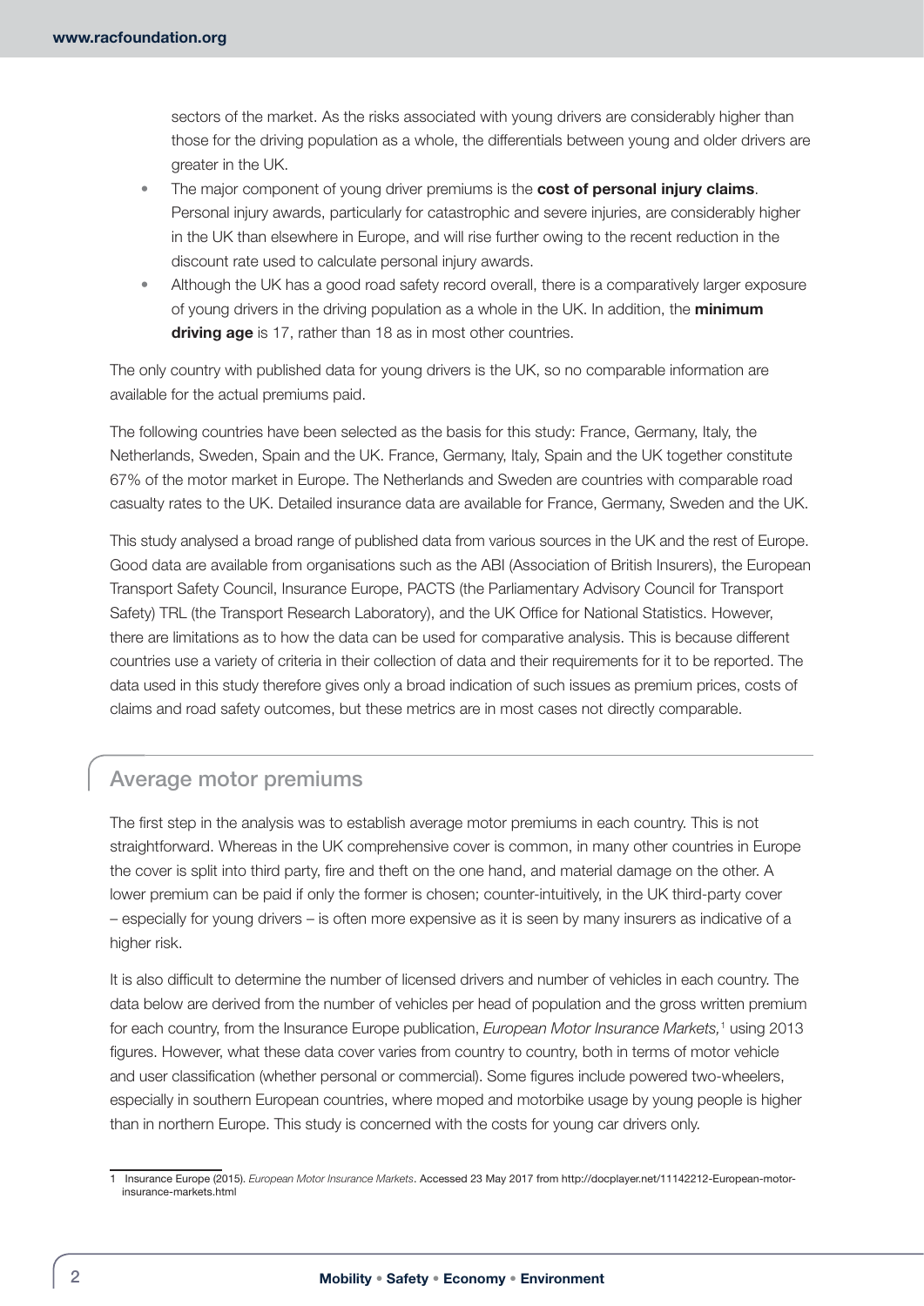sectors of the market. As the risks associated with young drivers are considerably higher than those for the driving population as a whole, the differentials between young and older drivers are greater in the UK.

- The major component of young driver premiums is the **cost of personal injury claims**. Personal injury awards, particularly for catastrophic and severe injuries, are considerably higher in the UK than elsewhere in Europe, and will rise further owing to the recent reduction in the discount rate used to calculate personal injury awards.
- Although the UK has a good road safety record overall, there is a comparatively larger exposure of young drivers in the driving population as a whole in the UK. In addition, the **minimum driving age** is 17, rather than 18 as in most other countries.

The only country with published data for young drivers is the UK, so no comparable information are available for the actual premiums paid.

The following countries have been selected as the basis for this study: France, Germany, Italy, the Netherlands, Sweden, Spain and the UK. France, Germany, Italy, Spain and the UK together constitute 67% of the motor market in Europe. The Netherlands and Sweden are countries with comparable road casualty rates to the UK. Detailed insurance data are available for France, Germany, Sweden and the UK.

This study analysed a broad range of published data from various sources in the UK and the rest of Europe. Good data are available from organisations such as the ABI (Association of British Insurers), the European Transport Safety Council, Insurance Europe, PACTS (the Parliamentary Advisory Council for Transport Safety) TRL (the Transport Research Laboratory), and the UK Office for National Statistics. However, there are limitations as to how the data can be used for comparative analysis. This is because different countries use a variety of criteria in their collection of data and their requirements for it to be reported. The data used in this study therefore gives only a broad indication of such issues as premium prices, costs of claims and road safety outcomes, but these metrics are in most cases not directly comparable.

## Average motor premiums

The first step in the analysis was to establish average motor premiums in each country. This is not straightforward. Whereas in the UK comprehensive cover is common, in many other countries in Europe the cover is split into third party, fire and theft on the one hand, and material damage on the other. A lower premium can be paid if only the former is chosen; counter-intuitively, in the UK third-party cover – especially for young drivers – is often more expensive as it is seen by many insurers as indicative of a higher risk.

It is also difficult to determine the number of licensed drivers and number of vehicles in each country. The data below are derived from the number of vehicles per head of population and the gross written premium for each country, from the Insurance Europe publication, *European Motor Insurance Markets,*[1] using 2013 figures. However, what these data cover varies from country to country, both in terms of motor vehicle and user classification (whether personal or commercial). Some figures include powered two-wheelers, especially in southern European countries, where moped and motorbike usage by young people is higher than in northern Europe. This study is concerned with the costs for young car drivers only.

1 Insurance Europe (2015). *European Motor Insurance Markets*. Accessed 23 May 2017 from http://docplayer.net/11142212-European-motor-insurance-markets.html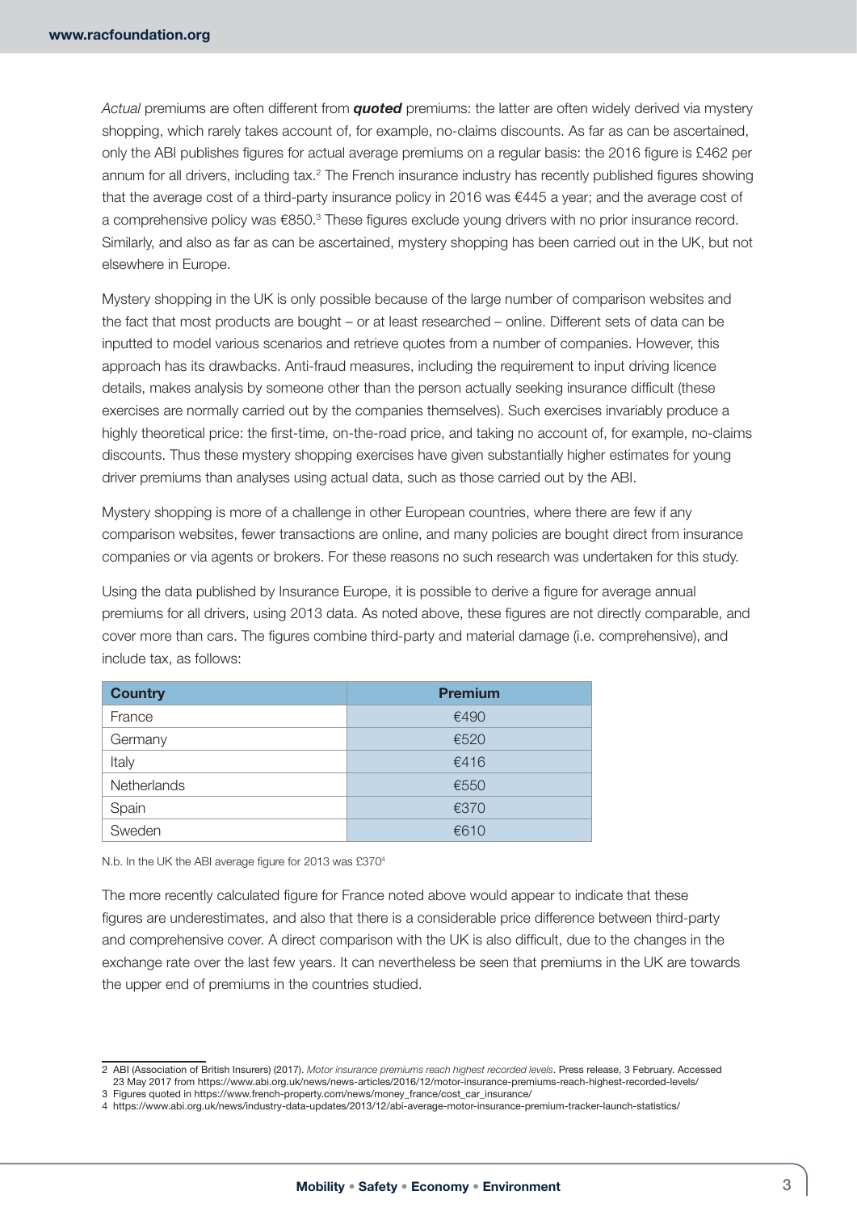*Actual* premiums are often different from ***quoted*** premiums: the latter are often widely derived via mystery shopping, which rarely takes account of, for example, no-claims discounts. As far as can be ascertained, only the ABI publishes figures for actual average premiums on a regular basis: the 2016 figure is £462 per annum for all drivers, including tax.[2] The French insurance industry has recently published figures showing that the average cost of a third-party insurance policy in 2016 was €445 a year; and the average cost of a comprehensive policy was €850.[3] These figures exclude young drivers with no prior insurance record. Similarly, and also as far as can be ascertained, mystery shopping has been carried out in the UK, but not elsewhere in Europe.

Mystery shopping in the UK is only possible because of the large number of comparison websites and the fact that most products are bought – or at least researched – online. Different sets of data can be inputted to model various scenarios and retrieve quotes from a number of companies. However, this approach has its drawbacks. Anti-fraud measures, including the requirement to input driving licence details, makes analysis by someone other than the person actually seeking insurance difficult (these exercises are normally carried out by the companies themselves). Such exercises invariably produce a highly theoretical price: the first-time, on-the-road price, and taking no account of, for example, no-claims discounts. Thus these mystery shopping exercises have given substantially higher estimates for young driver premiums than analyses using actual data, such as those carried out by the ABI.

Mystery shopping is more of a challenge in other European countries, where there are few if any comparison websites, fewer transactions are online, and many policies are bought direct from insurance companies or via agents or brokers. For these reasons no such research was undertaken for this study.

Using the data published by Insurance Europe, it is possible to derive a figure for average annual premiums for all drivers, using 2013 data. As noted above, these figures are not directly comparable, and cover more than cars. The figures combine third-party and material damage (i.e. comprehensive), and include tax, as follows:

| Country | Premium |
|---|---|
| France | €490 |
| Germany | €520 |
| Italy | €416 |
| Netherlands | €550 |
| Spain | €370 |
| Sweden | €610 |

N.b. In the UK the ABI average figure for 2013 was £370[4]

The more recently calculated figure for France noted above would appear to indicate that these figures are underestimates, and also that there is a considerable price difference between third-party and comprehensive cover. A direct comparison with the UK is also difficult, due to the changes in the exchange rate over the last few years. It can nevertheless be seen that premiums in the UK are towards the upper end of premiums in the countries studied.

2 ABI (Association of British Insurers) (2017). *Motor insurance premiums reach highest recorded levels*. Press release, 3 February. Accessed 23 May 2017 from https://www.abi.org.uk/news/news-articles/2016/12/motor-insurance-premiums-reach-highest-recorded-levels/

3 Figures quoted in https://www.french-property.com/news/money_france/cost_car_insurance/

4 https://www.abi.org.uk/news/industry-data-updates/2013/12/abi-average-motor-insurance-premium-tracker-launch-statistics/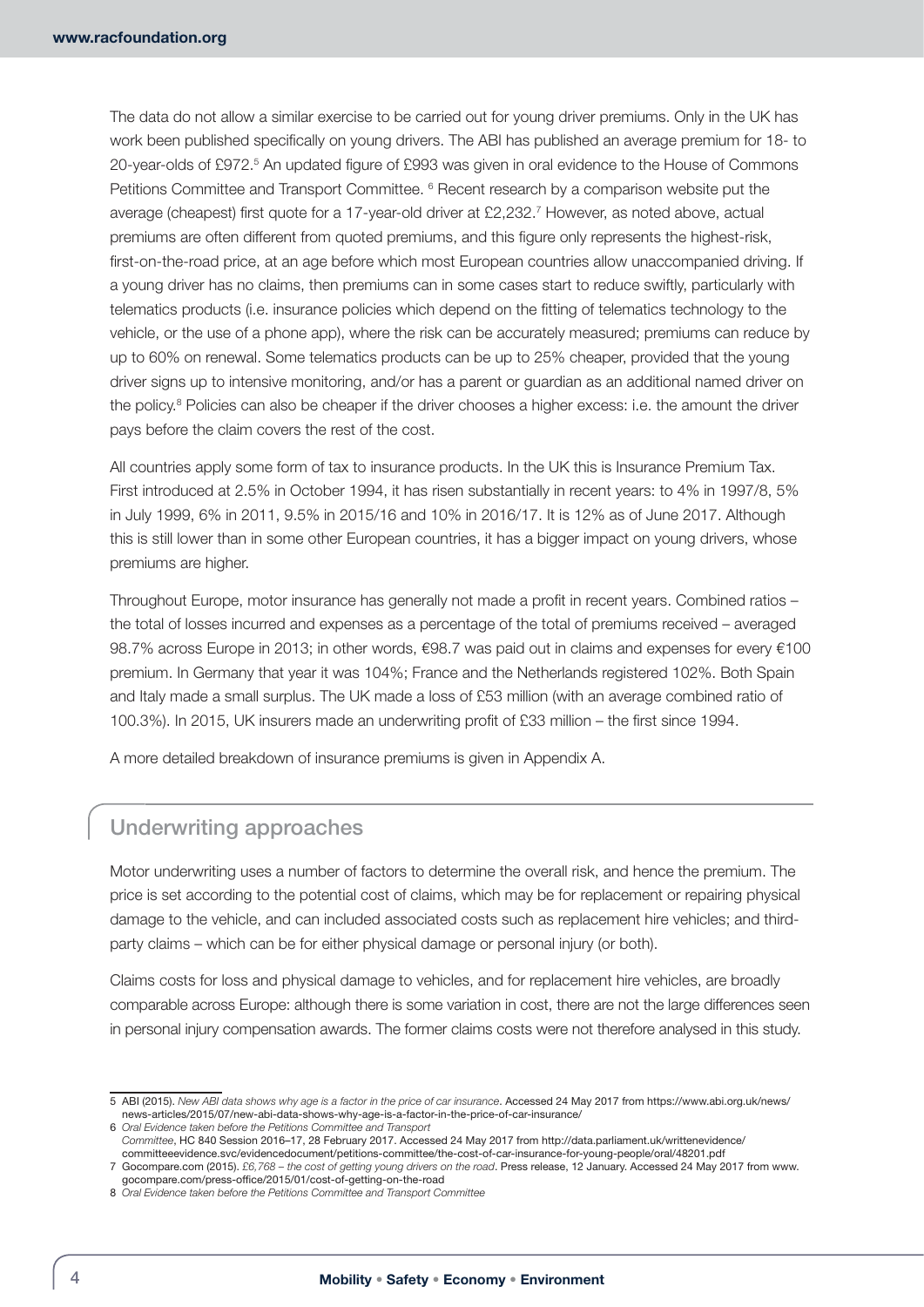The data do not allow a similar exercise to be carried out for young driver premiums. Only in the UK has work been published specifically on young drivers. The ABI has published an average premium for 18- to 20-year-olds of £972.[5] An updated figure of £993 was given in oral evidence to the House of Commons Petitions Committee and Transport Committee.[6] Recent research by a comparison website put the average (cheapest) first quote for a 17-year-old driver at £2,232.[7] However, as noted above, actual premiums are often different from quoted premiums, and this figure only represents the highest-risk, first-on-the-road price, at an age before which most European countries allow unaccompanied driving. If a young driver has no claims, then premiums can in some cases start to reduce swiftly, particularly with telematics products (i.e. insurance policies which depend on the fitting of telematics technology to the vehicle, or the use of a phone app), where the risk can be accurately measured; premiums can reduce by up to 60% on renewal. Some telematics products can be up to 25% cheaper, provided that the young driver signs up to intensive monitoring, and/or has a parent or guardian as an additional named driver on the policy.[8] Policies can also be cheaper if the driver chooses a higher excess: i.e. the amount the driver pays before the claim covers the rest of the cost.

All countries apply some form of tax to insurance products. In the UK this is Insurance Premium Tax. First introduced at 2.5% in October 1994, it has risen substantially in recent years: to 4% in 1997/8, 5% in July 1999, 6% in 2011, 9.5% in 2015/16 and 10% in 2016/17. It is 12% as of June 2017. Although this is still lower than in some other European countries, it has a bigger impact on young drivers, whose premiums are higher.

Throughout Europe, motor insurance has generally not made a profit in recent years. Combined ratios – the total of losses incurred and expenses as a percentage of the total of premiums received – averaged 98.7% across Europe in 2013; in other words, €98.7 was paid out in claims and expenses for every €100 premium. In Germany that year it was 104%; France and the Netherlands registered 102%. Both Spain and Italy made a small surplus. The UK made a loss of £53 million (with an average combined ratio of 100.3%). In 2015, UK insurers made an underwriting profit of £33 million – the first since 1994.

A more detailed breakdown of insurance premiums is given in Appendix A.

## Underwriting approaches

Motor underwriting uses a number of factors to determine the overall risk, and hence the premium. The price is set according to the potential cost of claims, which may be for replacement or repairing physical damage to the vehicle, and can included associated costs such as replacement hire vehicles; and third-party claims – which can be for either physical damage or personal injury (or both).

Claims costs for loss and physical damage to vehicles, and for replacement hire vehicles, are broadly comparable across Europe: although there is some variation in cost, there are not the large differences seen in personal injury compensation awards. The former claims costs were not therefore analysed in this study.

---

5 ABI (2015). *New ABI data shows why age is a factor in the price of car insurance*. Accessed 24 May 2017 from https://www.abi.org.uk/news/news-articles/2015/07/new-abi-data-shows-why-age-is-a-factor-in-the-price-of-car-insurance/

6 *Oral Evidence taken before the Petitions Committee and Transport Committee*, HC 840 Session 2016–17, 28 February 2017. Accessed 24 May 2017 from http://data.parliament.uk/writtenevidence/committeeevidence.svc/evidencedocument/petitions-committee/the-cost-of-car-insurance-for-young-people/oral/48201.pdf

7 Gocompare.com (2015). *£6,768 – the cost of getting young drivers on the road*. Press release, 12 January. Accessed 24 May 2017 from www.gocompare.com/press-office/2015/01/cost-of-getting-on-the-road

8 *Oral Evidence taken before the Petitions Committee and Transport Committee*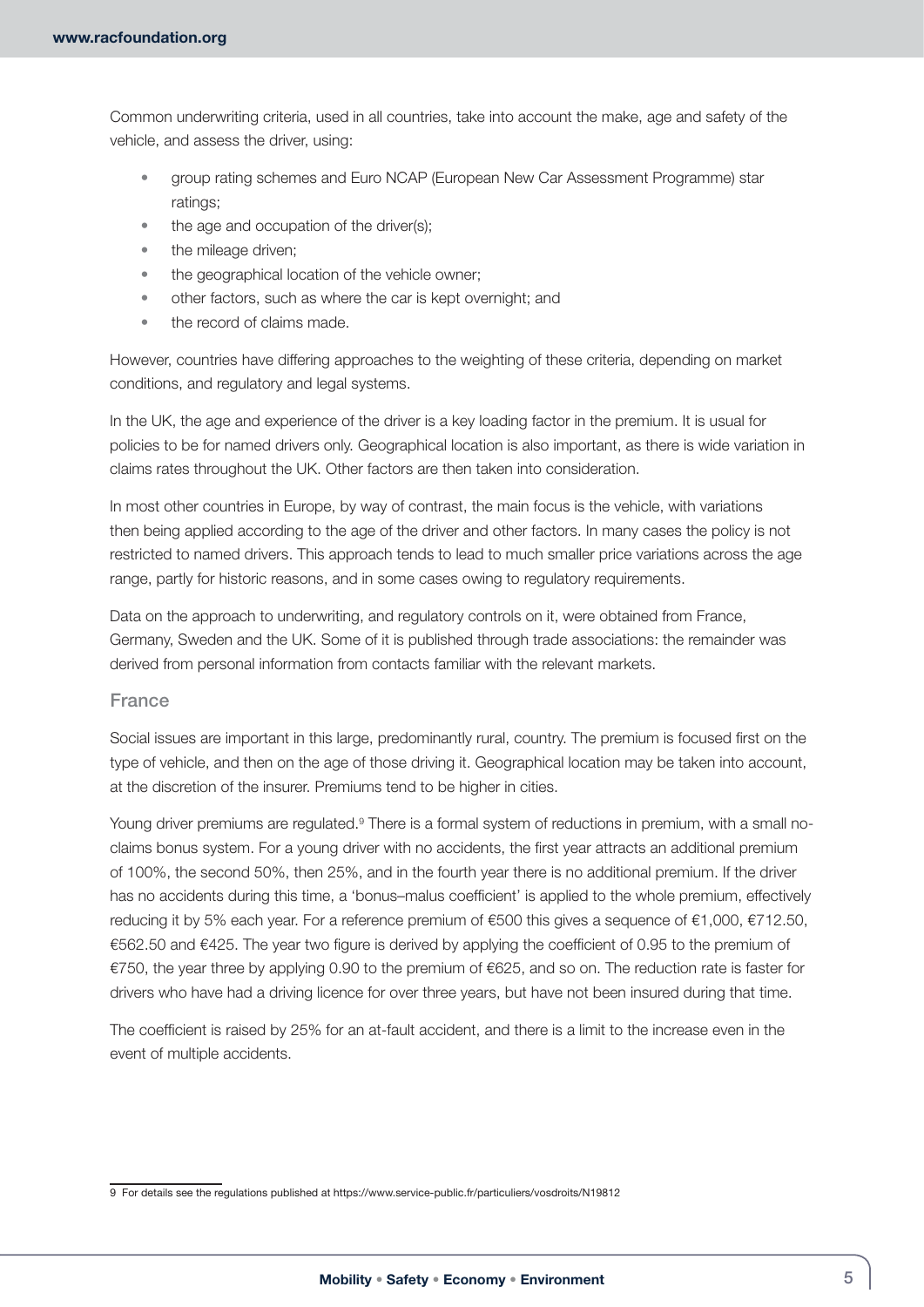Common underwriting criteria, used in all countries, take into account the make, age and safety of the vehicle, and assess the driver, using:

- group rating schemes and Euro NCAP (European New Car Assessment Programme) star ratings;
- the age and occupation of the driver(s);
- the mileage driven;
- the geographical location of the vehicle owner;
- other factors, such as where the car is kept overnight; and
- the record of claims made.

However, countries have differing approaches to the weighting of these criteria, depending on market conditions, and regulatory and legal systems.

In the UK, the age and experience of the driver is a key loading factor in the premium. It is usual for policies to be for named drivers only. Geographical location is also important, as there is wide variation in claims rates throughout the UK. Other factors are then taken into consideration.

In most other countries in Europe, by way of contrast, the main focus is the vehicle, with variations then being applied according to the age of the driver and other factors. In many cases the policy is not restricted to named drivers. This approach tends to lead to much smaller price variations across the age range, partly for historic reasons, and in some cases owing to regulatory requirements.

Data on the approach to underwriting, and regulatory controls on it, were obtained from France, Germany, Sweden and the UK. Some of it is published through trade associations: the remainder was derived from personal information from contacts familiar with the relevant markets.

### France

Social issues are important in this large, predominantly rural, country. The premium is focused first on the type of vehicle, and then on the age of those driving it. Geographical location may be taken into account, at the discretion of the insurer. Premiums tend to be higher in cities.

Young driver premiums are regulated.[9] There is a formal system of reductions in premium, with a small no-claims bonus system. For a young driver with no accidents, the first year attracts an additional premium of 100%, the second 50%, then 25%, and in the fourth year there is no additional premium. If the driver has no accidents during this time, a 'bonus–malus coefficient' is applied to the whole premium, effectively reducing it by 5% each year. For a reference premium of €500 this gives a sequence of €1,000, €712.50, €562.50 and €425. The year two figure is derived by applying the coefficient of 0.95 to the premium of €750, the year three by applying 0.90 to the premium of €625, and so on. The reduction rate is faster for drivers who have had a driving licence for over three years, but have not been insured during that time.

The coefficient is raised by 25% for an at-fault accident, and there is a limit to the increase even in the event of multiple accidents.

---

9 For details see the regulations published at https://www.service-public.fr/particuliers/vosdroits/N19812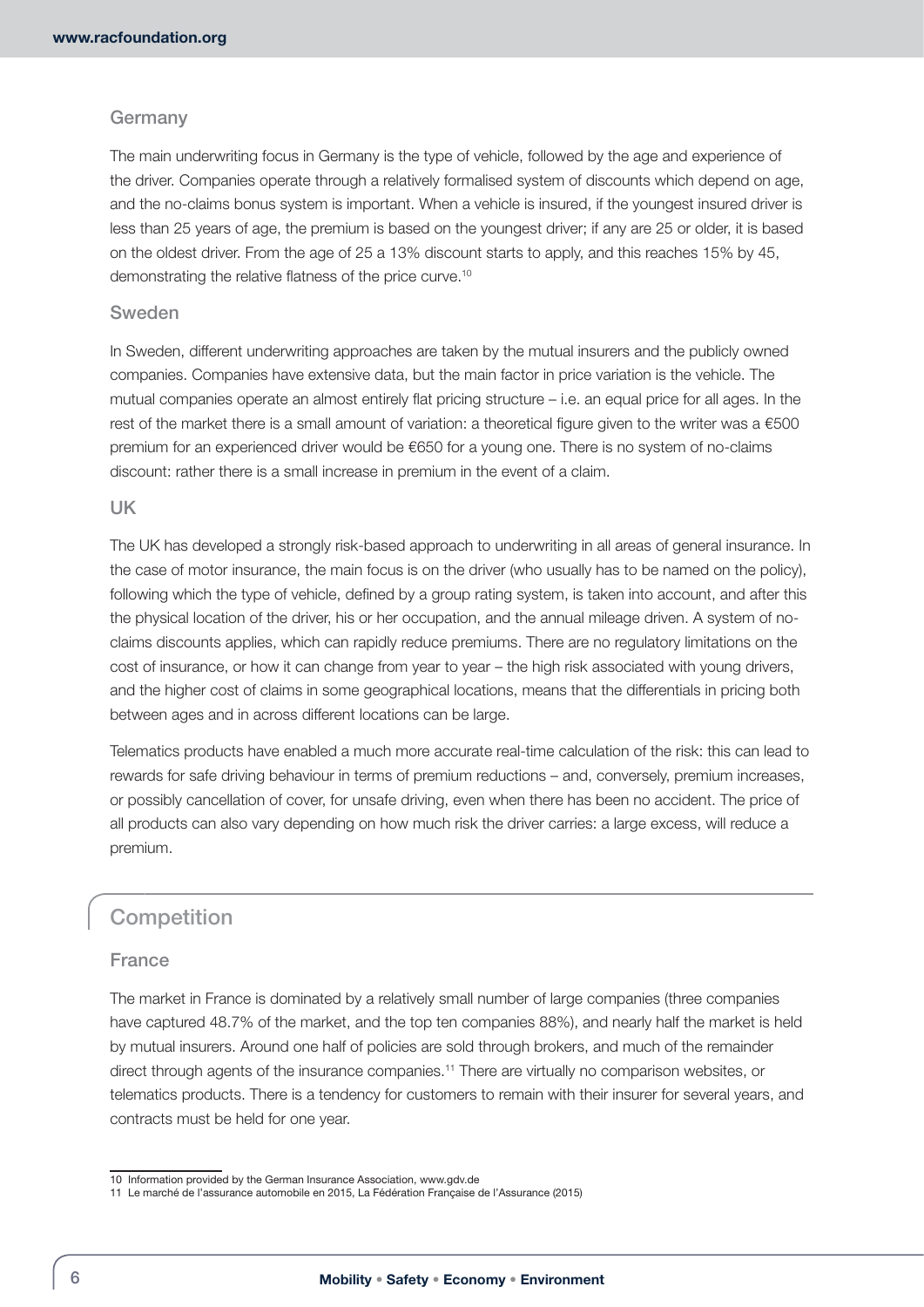### Germany

The main underwriting focus in Germany is the type of vehicle, followed by the age and experience of the driver. Companies operate through a relatively formalised system of discounts which depend on age, and the no-claims bonus system is important. When a vehicle is insured, if the youngest insured driver is less than 25 years of age, the premium is based on the youngest driver; if any are 25 or older, it is based on the oldest driver. From the age of 25 a 13% discount starts to apply, and this reaches 15% by 45, demonstrating the relative flatness of the price curve.[10]

### Sweden

In Sweden, different underwriting approaches are taken by the mutual insurers and the publicly owned companies. Companies have extensive data, but the main factor in price variation is the vehicle. The mutual companies operate an almost entirely flat pricing structure – i.e. an equal price for all ages. In the rest of the market there is a small amount of variation: a theoretical figure given to the writer was a €500 premium for an experienced driver would be €650 for a young one. There is no system of no-claims discount: rather there is a small increase in premium in the event of a claim.

### UK

The UK has developed a strongly risk-based approach to underwriting in all areas of general insurance. In the case of motor insurance, the main focus is on the driver (who usually has to be named on the policy), following which the type of vehicle, defined by a group rating system, is taken into account, and after this the physical location of the driver, his or her occupation, and the annual mileage driven. A system of no-claims discounts applies, which can rapidly reduce premiums. There are no regulatory limitations on the cost of insurance, or how it can change from year to year – the high risk associated with young drivers, and the higher cost of claims in some geographical locations, means that the differentials in pricing both between ages and in across different locations can be large.

Telematics products have enabled a much more accurate real-time calculation of the risk: this can lead to rewards for safe driving behaviour in terms of premium reductions – and, conversely, premium increases, or possibly cancellation of cover, for unsafe driving, even when there has been no accident. The price of all products can also vary depending on how much risk the driver carries: a large excess, will reduce a premium.

## Competition

### France

The market in France is dominated by a relatively small number of large companies (three companies have captured 48.7% of the market, and the top ten companies 88%), and nearly half the market is held by mutual insurers. Around one half of policies are sold through brokers, and much of the remainder direct through agents of the insurance companies.[11] There are virtually no comparison websites, or telematics products. There is a tendency for customers to remain with their insurer for several years, and contracts must be held for one year.

---

10 Information provided by the German Insurance Association, www.gdv.de

11 Le marché de l'assurance automobile en 2015, La Fédération Française de l'Assurance (2015)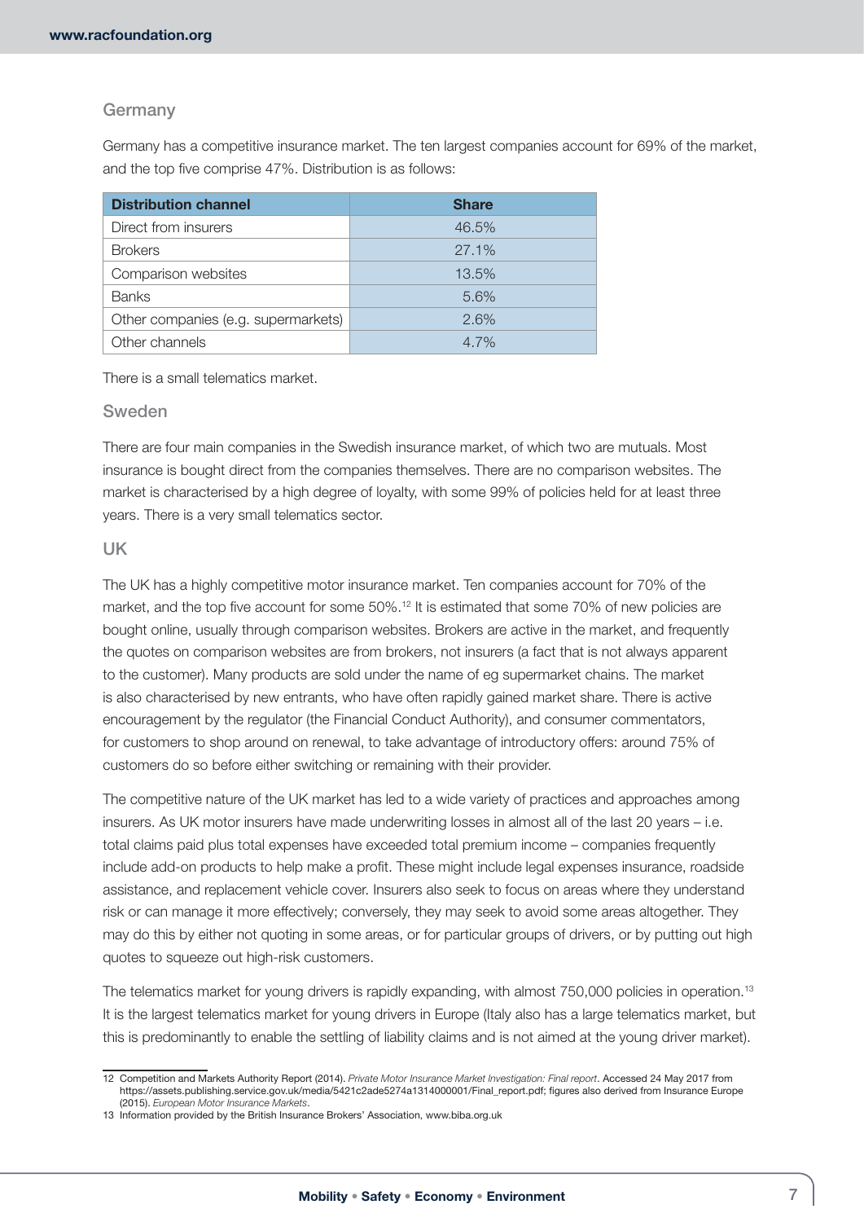### Germany

Germany has a competitive insurance market. The ten largest companies account for 69% of the market, and the top five comprise 47%. Distribution is as follows:

| Distribution channel | Share |
| --- | --- |
| Direct from insurers | 46.5% |
| Brokers | 27.1% |
| Comparison websites | 13.5% |
| Banks | 5.6% |
| Other companies (e.g. supermarkets) | 2.6% |
| Other channels | 4.7% |

There is a small telematics market.

### Sweden

There are four main companies in the Swedish insurance market, of which two are mutuals. Most insurance is bought direct from the companies themselves. There are no comparison websites. The market is characterised by a high degree of loyalty, with some 99% of policies held for at least three years. There is a very small telematics sector.

### UK

The UK has a highly competitive motor insurance market. Ten companies account for 70% of the market, and the top five account for some 50%.[12] It is estimated that some 70% of new policies are bought online, usually through comparison websites. Brokers are active in the market, and frequently the quotes on comparison websites are from brokers, not insurers (a fact that is not always apparent to the customer). Many products are sold under the name of eg supermarket chains. The market is also characterised by new entrants, who have often rapidly gained market share. There is active encouragement by the regulator (the Financial Conduct Authority), and consumer commentators, for customers to shop around on renewal, to take advantage of introductory offers: around 75% of customers do so before either switching or remaining with their provider.

The competitive nature of the UK market has led to a wide variety of practices and approaches among insurers. As UK motor insurers have made underwriting losses in almost all of the last 20 years – i.e. total claims paid plus total expenses have exceeded total premium income – companies frequently include add-on products to help make a profit. These might include legal expenses insurance, roadside assistance, and replacement vehicle cover. Insurers also seek to focus on areas where they understand risk or can manage it more effectively; conversely, they may seek to avoid some areas altogether. They may do this by either not quoting in some areas, or for particular groups of drivers, or by putting out high quotes to squeeze out high-risk customers.

The telematics market for young drivers is rapidly expanding, with almost 750,000 policies in operation.[13] It is the largest telematics market for young drivers in Europe (Italy also has a large telematics market, but this is predominantly to enable the settling of liability claims and is not aimed at the young driver market).

---

12 Competition and Markets Authority Report (2014). *Private Motor Insurance Market Investigation: Final report*. Accessed 24 May 2017 from https://assets.publishing.service.gov.uk/media/5421c2ade5274a1314000001/Final_report.pdf; figures also derived from Insurance Europe (2015). *European Motor Insurance Markets*.

13 Information provided by the British Insurance Brokers' Association, www.biba.org.uk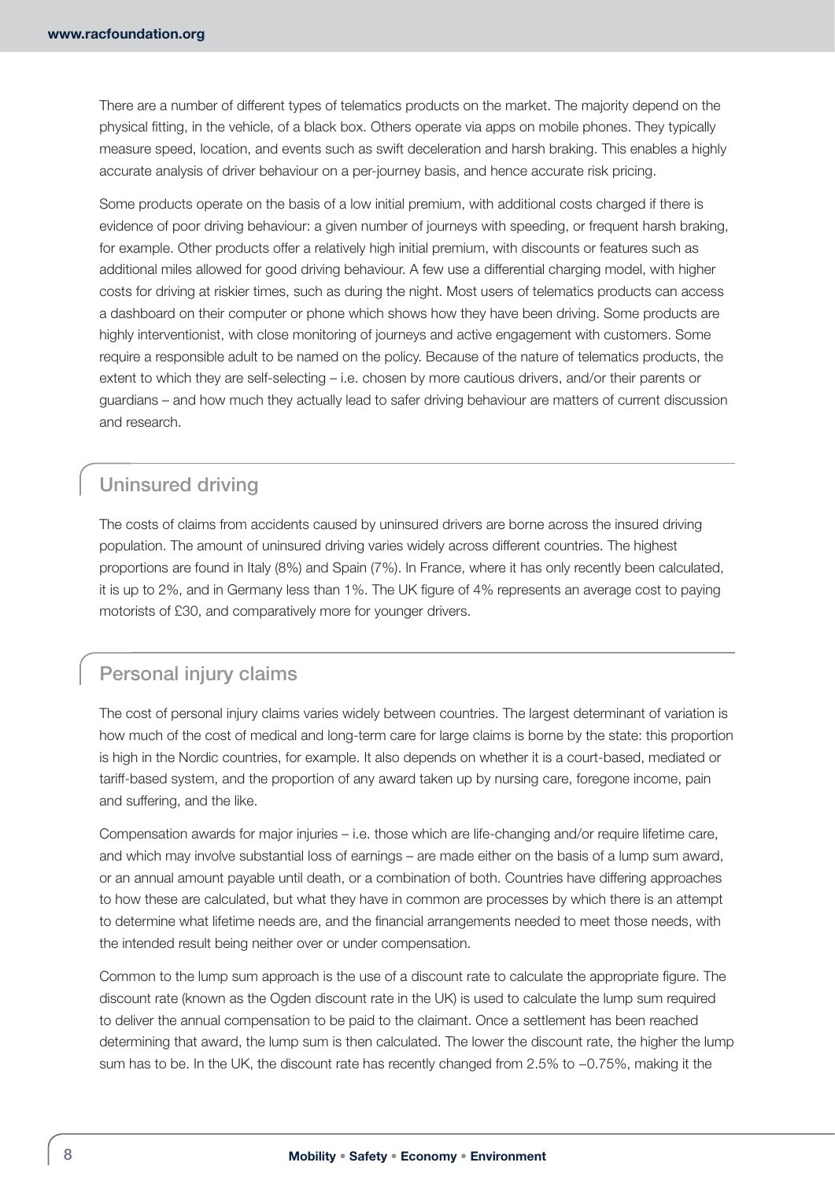There are a number of different types of telematics products on the market. The majority depend on the physical fitting, in the vehicle, of a black box. Others operate via apps on mobile phones. They typically measure speed, location, and events such as swift deceleration and harsh braking. This enables a highly accurate analysis of driver behaviour on a per-journey basis, and hence accurate risk pricing.

Some products operate on the basis of a low initial premium, with additional costs charged if there is evidence of poor driving behaviour: a given number of journeys with speeding, or frequent harsh braking, for example. Other products offer a relatively high initial premium, with discounts or features such as additional miles allowed for good driving behaviour. A few use a differential charging model, with higher costs for driving at riskier times, such as during the night. Most users of telematics products can access a dashboard on their computer or phone which shows how they have been driving. Some products are highly interventionist, with close monitoring of journeys and active engagement with customers. Some require a responsible adult to be named on the policy. Because of the nature of telematics products, the extent to which they are self-selecting – i.e. chosen by more cautious drivers, and/or their parents or guardians – and how much they actually lead to safer driving behaviour are matters of current discussion and research.

## Uninsured driving

The costs of claims from accidents caused by uninsured drivers are borne across the insured driving population. The amount of uninsured driving varies widely across different countries. The highest proportions are found in Italy (8%) and Spain (7%). In France, where it has only recently been calculated, it is up to 2%, and in Germany less than 1%. The UK figure of 4% represents an average cost to paying motorists of £30, and comparatively more for younger drivers.

## Personal injury claims

The cost of personal injury claims varies widely between countries. The largest determinant of variation is how much of the cost of medical and long-term care for large claims is borne by the state: this proportion is high in the Nordic countries, for example. It also depends on whether it is a court-based, mediated or tariff-based system, and the proportion of any award taken up by nursing care, foregone income, pain and suffering, and the like.

Compensation awards for major injuries – i.e. those which are life-changing and/or require lifetime care, and which may involve substantial loss of earnings – are made either on the basis of a lump sum award, or an annual amount payable until death, or a combination of both. Countries have differing approaches to how these are calculated, but what they have in common are processes by which there is an attempt to determine what lifetime needs are, and the financial arrangements needed to meet those needs, with the intended result being neither over or under compensation.

Common to the lump sum approach is the use of a discount rate to calculate the appropriate figure. The discount rate (known as the Ogden discount rate in the UK) is used to calculate the lump sum required to deliver the annual compensation to be paid to the claimant. Once a settlement has been reached determining that award, the lump sum is then calculated. The lower the discount rate, the higher the lump sum has to be. In the UK, the discount rate has recently changed from 2.5% to –0.75%, making it the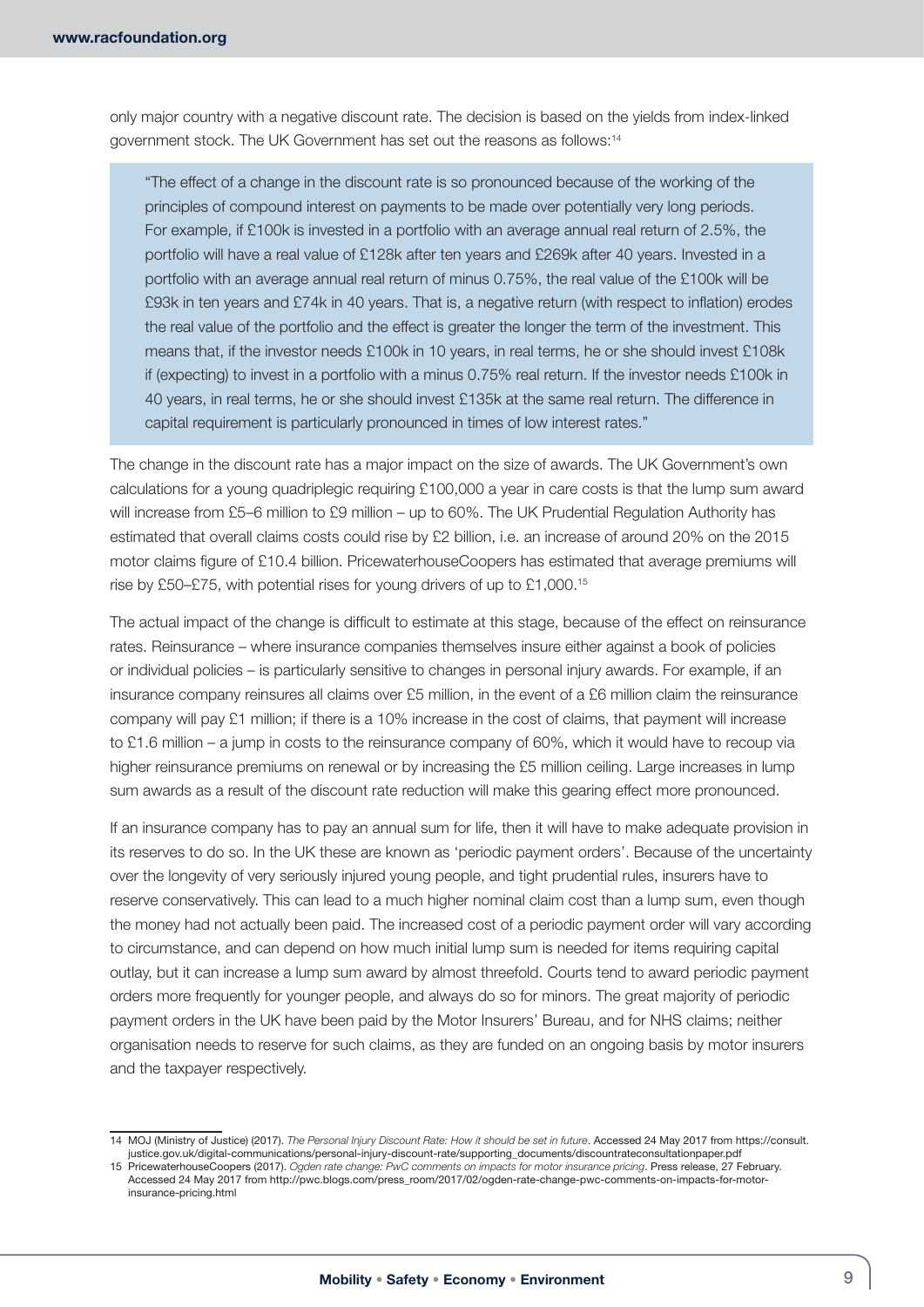only major country with a negative discount rate. The decision is based on the yields from index-linked government stock. The UK Government has set out the reasons as follows:[14]

> "The effect of a change in the discount rate is so pronounced because of the working of the principles of compound interest on payments to be made over potentially very long periods. For example, if £100k is invested in a portfolio with an average annual real return of 2.5%, the portfolio will have a real value of £128k after ten years and £269k after 40 years. Invested in a portfolio with an average annual real return of minus 0.75%, the real value of the £100k will be £93k in ten years and £74k in 40 years. That is, a negative return (with respect to inflation) erodes the real value of the portfolio and the effect is greater the longer the term of the investment. This means that, if the investor needs £100k in 10 years, in real terms, he or she should invest £108k if (expecting) to invest in a portfolio with a minus 0.75% real return. If the investor needs £100k in 40 years, in real terms, he or she should invest £135k at the same real return. The difference in capital requirement is particularly pronounced in times of low interest rates."

The change in the discount rate has a major impact on the size of awards. The UK Government's own calculations for a young quadriplegic requiring £100,000 a year in care costs is that the lump sum award will increase from £5–6 million to £9 million – up to 60%. The UK Prudential Regulation Authority has estimated that overall claims costs could rise by £2 billion, i.e. an increase of around 20% on the 2015 motor claims figure of £10.4 billion. PricewaterhouseCoopers has estimated that average premiums will rise by £50–£75, with potential rises for young drivers of up to £1,000.[15]

The actual impact of the change is difficult to estimate at this stage, because of the effect on reinsurance rates. Reinsurance – where insurance companies themselves insure either against a book of policies or individual policies – is particularly sensitive to changes in personal injury awards. For example, if an insurance company reinsures all claims over £5 million, in the event of a £6 million claim the reinsurance company will pay £1 million; if there is a 10% increase in the cost of claims, that payment will increase to £1.6 million – a jump in costs to the reinsurance company of 60%, which it would have to recoup via higher reinsurance premiums on renewal or by increasing the £5 million ceiling. Large increases in lump sum awards as a result of the discount rate reduction will make this gearing effect more pronounced.

If an insurance company has to pay an annual sum for life, then it will have to make adequate provision in its reserves to do so. In the UK these are known as 'periodic payment orders'. Because of the uncertainty over the longevity of very seriously injured young people, and tight prudential rules, insurers have to reserve conservatively. This can lead to a much higher nominal claim cost than a lump sum, even though the money had not actually been paid. The increased cost of a periodic payment order will vary according to circumstance, and can depend on how much initial lump sum is needed for items requiring capital outlay, but it can increase a lump sum award by almost threefold. Courts tend to award periodic payment orders more frequently for younger people, and always do so for minors. The great majority of periodic payment orders in the UK have been paid by the Motor Insurers' Bureau, and for NHS claims; neither organisation needs to reserve for such claims, as they are funded on an ongoing basis by motor insurers and the taxpayer respectively.

---

14 MOJ (Ministry of Justice) (2017). *The Personal Injury Discount Rate: How it should be set in future*. Accessed 24 May 2017 from https://consult.justice.gov.uk/digital-communications/personal-injury-discount-rate/supporting_documents/discountrateconsultationpaper.pdf

15 PricewaterhouseCoopers (2017). *Ogden rate change: PwC comments on impacts for motor insurance pricing*. Press release, 27 February. Accessed 24 May 2017 from http://pwc.blogs.com/press_room/2017/02/ogden-rate-change-pwc-comments-on-impacts-for-motor-insurance-pricing.html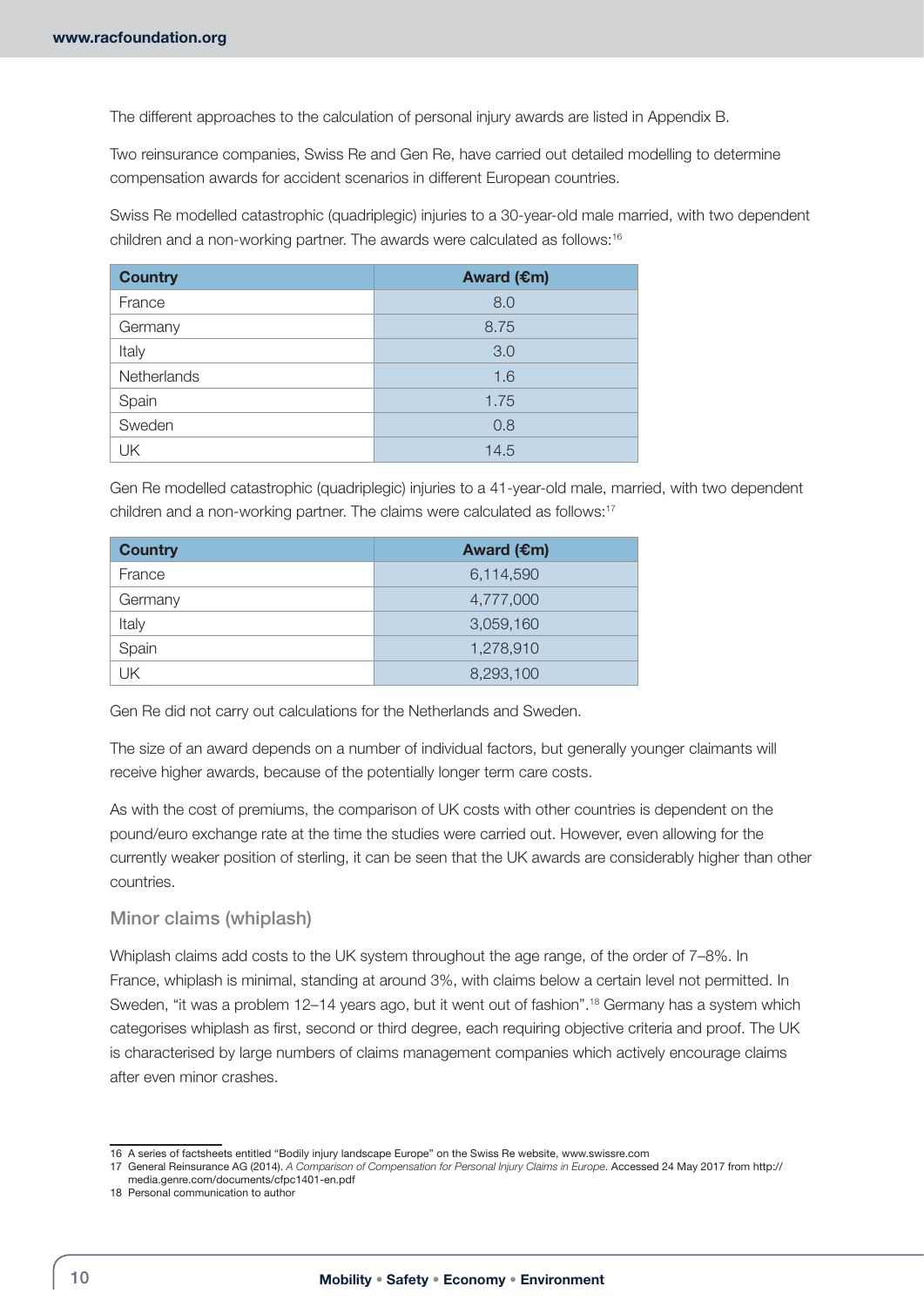The different approaches to the calculation of personal injury awards are listed in Appendix B.

Two reinsurance companies, Swiss Re and Gen Re, have carried out detailed modelling to determine compensation awards for accident scenarios in different European countries.

Swiss Re modelled catastrophic (quadriplegic) injuries to a 30-year-old male married, with two dependent children and a non-working partner. The awards were calculated as follows:[16]

| Country | Award (€m) |
|---|---|
| France | 8.0 |
| Germany | 8.75 |
| Italy | 3.0 |
| Netherlands | 1.6 |
| Spain | 1.75 |
| Sweden | 0.8 |
| UK | 14.5 |

Gen Re modelled catastrophic (quadriplegic) injuries to a 41-year-old male, married, with two dependent children and a non-working partner. The claims were calculated as follows:[17]

| Country | Award (€m) |
|---|---|
| France | 6,114,590 |
| Germany | 4,777,000 |
| Italy | 3,059,160 |
| Spain | 1,278,910 |
| UK | 8,293,100 |

Gen Re did not carry out calculations for the Netherlands and Sweden.

The size of an award depends on a number of individual factors, but generally younger claimants will receive higher awards, because of the potentially longer term care costs.

As with the cost of premiums, the comparison of UK costs with other countries is dependent on the pound/euro exchange rate at the time the studies were carried out. However, even allowing for the currently weaker position of sterling, it can be seen that the UK awards are considerably higher than other countries.

### Minor claims (whiplash)

Whiplash claims add costs to the UK system throughout the age range, of the order of 7–8%. In France, whiplash is minimal, standing at around 3%, with claims below a certain level not permitted. In Sweden, "it was a problem 12–14 years ago, but it went out of fashion".[18] Germany has a system which categorises whiplash as first, second or third degree, each requiring objective criteria and proof. The UK is characterised by large numbers of claims management companies which actively encourage claims after even minor crashes.

---

16 A series of factsheets entitled "Bodily injury landscape Europe" on the Swiss Re website, www.swissre.com

17 General Reinsurance AG (2014). *A Comparison of Compensation for Personal Injury Claims in Europe*. Accessed 24 May 2017 from http://media.genre.com/documents/cfpc1401-en.pdf

18 Personal communication to author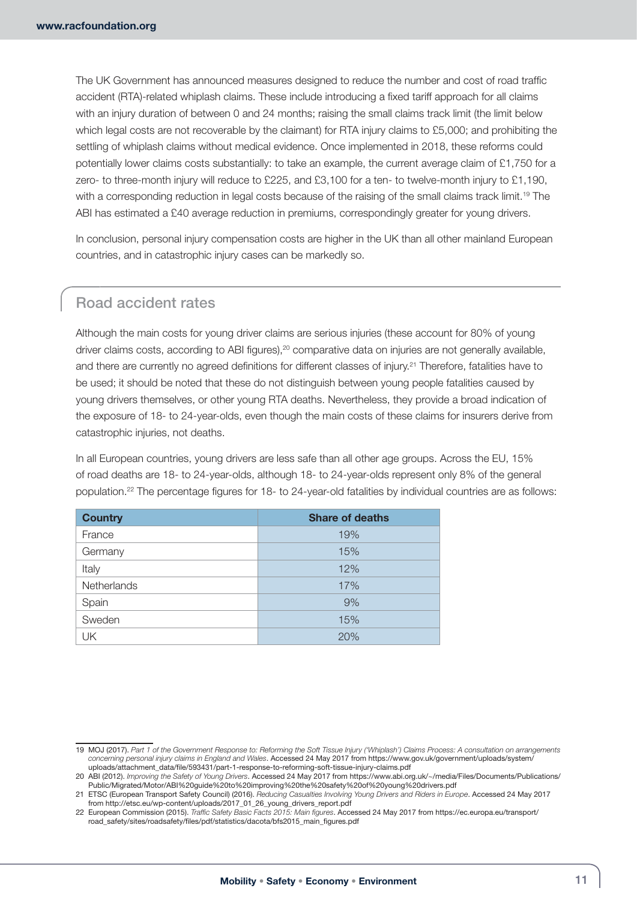The UK Government has announced measures designed to reduce the number and cost of road traffic accident (RTA)-related whiplash claims. These include introducing a fixed tariff approach for all claims with an injury duration of between 0 and 24 months; raising the small claims track limit (the limit below which legal costs are not recoverable by the claimant) for RTA injury claims to £5,000; and prohibiting the settling of whiplash claims without medical evidence. Once implemented in 2018, these reforms could potentially lower claims costs substantially: to take an example, the current average claim of £1,750 for a zero- to three-month injury will reduce to £225, and £3,100 for a ten- to twelve-month injury to £1,190, with a corresponding reduction in legal costs because of the raising of the small claims track limit.[19] The ABI has estimated a £40 average reduction in premiums, correspondingly greater for young drivers.

In conclusion, personal injury compensation costs are higher in the UK than all other mainland European countries, and in catastrophic injury cases can be markedly so.

## Road accident rates

Although the main costs for young driver claims are serious injuries (these account for 80% of young driver claims costs, according to ABI figures),[20] comparative data on injuries are not generally available, and there are currently no agreed definitions for different classes of injury.[21] Therefore, fatalities have to be used; it should be noted that these do not distinguish between young people fatalities caused by young drivers themselves, or other young RTA deaths. Nevertheless, they provide a broad indication of the exposure of 18- to 24-year-olds, even though the main costs of these claims for insurers derive from catastrophic injuries, not deaths.

In all European countries, young drivers are less safe than all other age groups. Across the EU, 15% of road deaths are 18- to 24-year-olds, although 18- to 24-year-olds represent only 8% of the general population.[22] The percentage figures for 18- to 24-year-old fatalities by individual countries are as follows:

| Country | Share of deaths |
| --- | --- |
| France | 19% |
| Germany | 15% |
| Italy | 12% |
| Netherlands | 17% |
| Spain | 9% |
| Sweden | 15% |
| UK | 20% |

19 MOJ (2017). *Part 1 of the Government Response to: Reforming the Soft Tissue Injury ('Whiplash') Claims Process: A consultation on arrangements concerning personal injury claims in England and Wales*. Accessed 24 May 2017 from https://www.gov.uk/government/uploads/system/uploads/attachment_data/file/593431/part-1-response-to-reforming-soft-tissue-injury-claims.pdf

20 ABI (2012). *Improving the Safety of Young Drivers*. Accessed 24 May 2017 from https://www.abi.org.uk/~/media/Files/Documents/Publications/Public/Migrated/Motor/ABI%20guide%20to%20improving%20the%20safety%20of%20young%20drivers.pdf

21 ETSC (European Transport Safety Council) (2016). *Reducing Casualties Involving Young Drivers and Riders in Europe*. Accessed 24 May 2017 from http://etsc.eu/wp-content/uploads/2017_01_26_young_drivers_report.pdf

22 European Commission (2015). *Traffic Safety Basic Facts 2015: Main figures*. Accessed 24 May 2017 from https://ec.europa.eu/transport/road_safety/sites/roadsafety/files/pdf/statistics/dacota/bfs2015_main_figures.pdf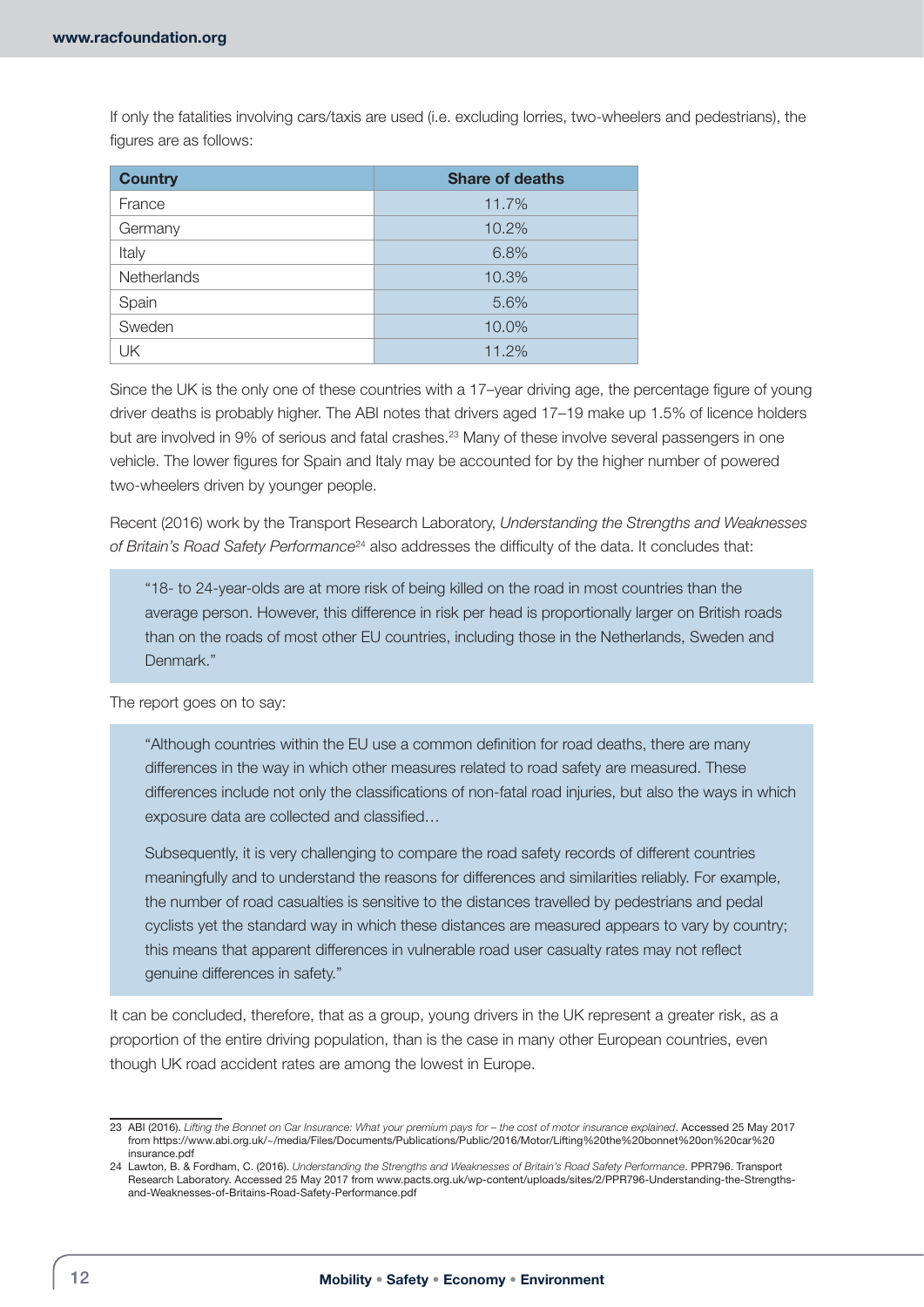If only the fatalities involving cars/taxis are used (i.e. excluding lorries, two-wheelers and pedestrians), the figures are as follows:

| Country | Share of deaths |
|---|---|
| France | 11.7% |
| Germany | 10.2% |
| Italy | 6.8% |
| Netherlands | 10.3% |
| Spain | 5.6% |
| Sweden | 10.0% |
| UK | 11.2% |

Since the UK is the only one of these countries with a 17–year driving age, the percentage figure of young driver deaths is probably higher. The ABI notes that drivers aged 17–19 make up 1.5% of licence holders but are involved in 9% of serious and fatal crashes.[23] Many of these involve several passengers in one vehicle. The lower figures for Spain and Italy may be accounted for by the higher number of powered two-wheelers driven by younger people.

Recent (2016) work by the Transport Research Laboratory, *Understanding the Strengths and Weaknesses of Britain's Road Safety Performance*[24] also addresses the difficulty of the data. It concludes that:

> "18- to 24-year-olds are at more risk of being killed on the road in most countries than the average person. However, this difference in risk per head is proportionally larger on British roads than on the roads of most other EU countries, including those in the Netherlands, Sweden and Denmark."

The report goes on to say:

> "Although countries within the EU use a common definition for road deaths, there are many differences in the way in which other measures related to road safety are measured. These differences include not only the classifications of non-fatal road injuries, but also the ways in which exposure data are collected and classified…
>
> Subsequently, it is very challenging to compare the road safety records of different countries meaningfully and to understand the reasons for differences and similarities reliably. For example, the number of road casualties is sensitive to the distances travelled by pedestrians and pedal cyclists yet the standard way in which these distances are measured appears to vary by country; this means that apparent differences in vulnerable road user casualty rates may not reflect genuine differences in safety."

It can be concluded, therefore, that as a group, young drivers in the UK represent a greater risk, as a proportion of the entire driving population, than is the case in many other European countries, even though UK road accident rates are among the lowest in Europe.

---

23 ABI (2016). *Lifting the Bonnet on Car Insurance: What your premium pays for – the cost of motor insurance explained*. Accessed 25 May 2017 from https://www.abi.org.uk/~/media/Files/Documents/Publications/Public/2016/Motor/Lifting%20the%20bonnet%20on%20car%20insurance.pdf

24 Lawton, B. & Fordham, C. (2016). *Understanding the Strengths and Weaknesses of Britain's Road Safety Performance*. PPR796. Transport Research Laboratory. Accessed 25 May 2017 from www.pacts.org.uk/wp-content/uploads/sites/2/PPR796-Understanding-the-Strengths-and-Weaknesses-of-Britains-Road-Safety-Performance.pdf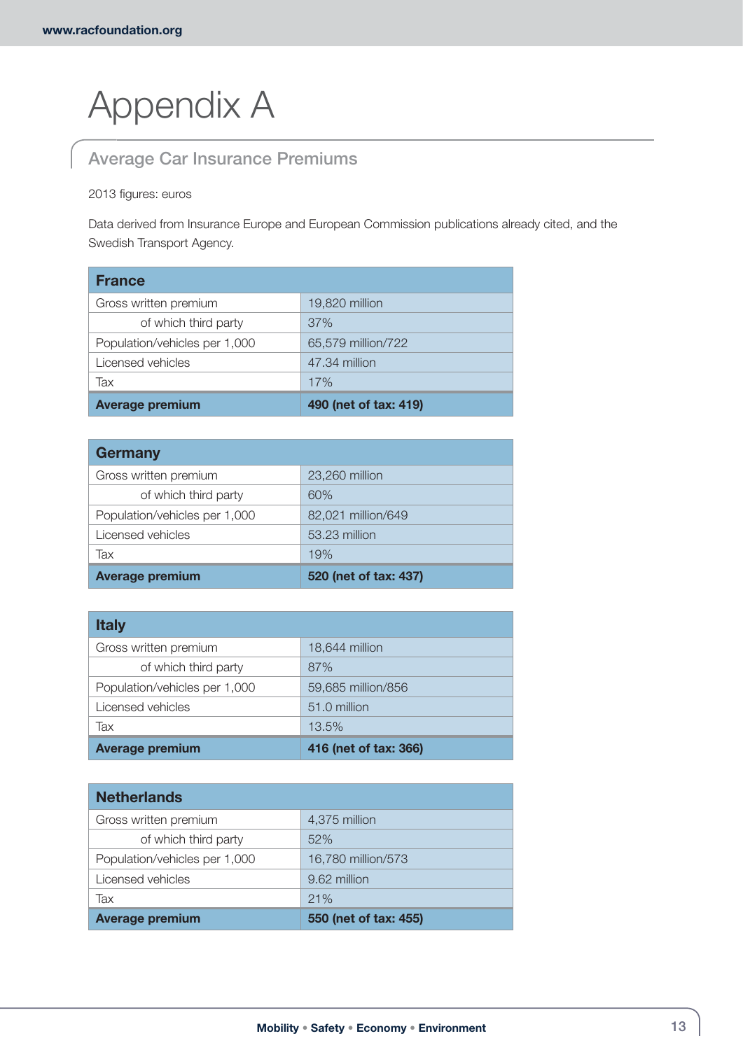# Appendix A

## Average Car Insurance Premiums

2013 figures: euros

Data derived from Insurance Europe and European Commission publications already cited, and the Swedish Transport Agency.

| France | |
|---|---|
| Gross written premium | 19,820 million |
| of which third party | 37% |
| Population/vehicles per 1,000 | 65,579 million/722 |
| Licensed vehicles | 47.34 million |
| Tax | 17% |
| **Average premium** | **490 (net of tax: 419)** |

| Germany | |
|---|---|
| Gross written premium | 23,260 million |
| of which third party | 60% |
| Population/vehicles per 1,000 | 82,021 million/649 |
| Licensed vehicles | 53.23 million |
| Tax | 19% |
| **Average premium** | **520 (net of tax: 437)** |

| Italy | |
|---|---|
| Gross written premium | 18,644 million |
| of which third party | 87% |
| Population/vehicles per 1,000 | 59,685 million/856 |
| Licensed vehicles | 51.0 million |
| Tax | 13.5% |
| **Average premium** | **416 (net of tax: 366)** |

| Netherlands | |
|---|---|
| Gross written premium | 4,375 million |
| of which third party | 52% |
| Population/vehicles per 1,000 | 16,780 million/573 |
| Licensed vehicles | 9.62 million |
| Tax | 21% |
| **Average premium** | **550 (net of tax: 455)** |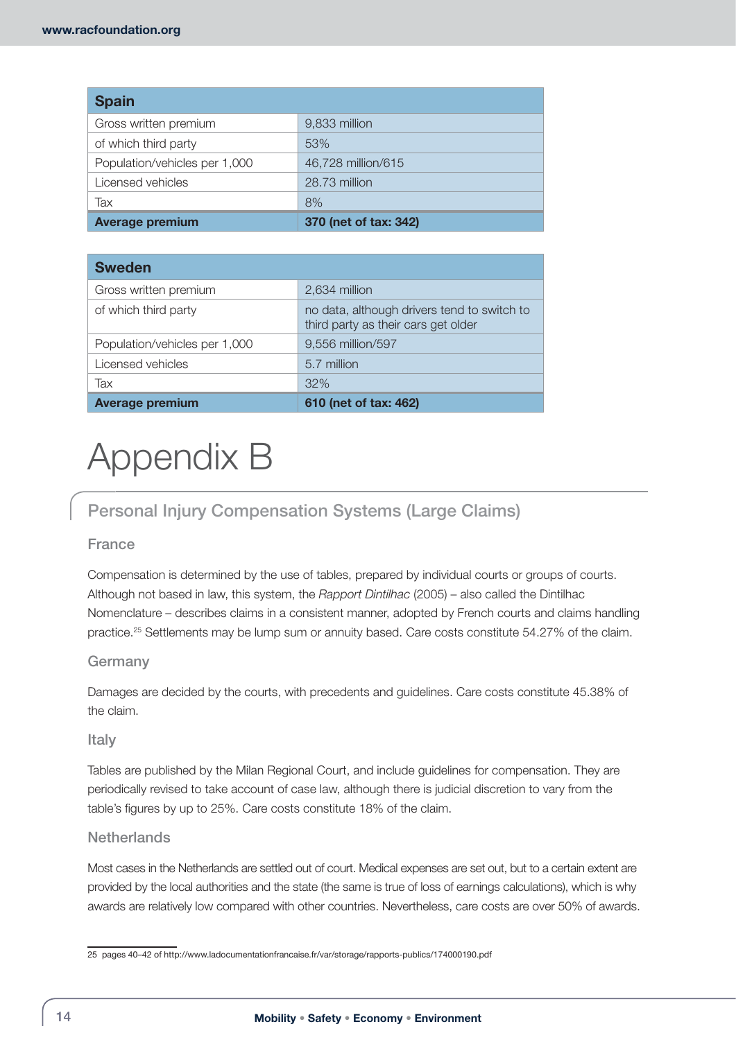| Spain | |
|---|---|
| Gross written premium | 9,833 million |
| of which third party | 53% |
| Population/vehicles per 1,000 | 46,728 million/615 |
| Licensed vehicles | 28.73 million |
| Tax | 8% |
| **Average premium** | **370 (net of tax: 342)** |

| Sweden | |
|---|---|
| Gross written premium | 2,634 million |
| of which third party | no data, although drivers tend to switch to third party as their cars get older |
| Population/vehicles per 1,000 | 9,556 million/597 |
| Licensed vehicles | 5.7 million |
| Tax | 32% |
| **Average premium** | **610 (net of tax: 462)** |

# Appendix B

## Personal Injury Compensation Systems (Large Claims)

### France

Compensation is determined by the use of tables, prepared by individual courts or groups of courts. Although not based in law, this system, the *Rapport Dintilhac* (2005) – also called the Dintilhac Nomenclature – describes claims in a consistent manner, adopted by French courts and claims handling practice.[25] Settlements may be lump sum or annuity based. Care costs constitute 54.27% of the claim.

### Germany

Damages are decided by the courts, with precedents and guidelines. Care costs constitute 45.38% of the claim.

### Italy

Tables are published by the Milan Regional Court, and include guidelines for compensation. They are periodically revised to take account of case law, although there is judicial discretion to vary from the table's figures by up to 25%. Care costs constitute 18% of the claim.

### Netherlands

Most cases in the Netherlands are settled out of court. Medical expenses are set out, but to a certain extent are provided by the local authorities and the state (the same is true of loss of earnings calculations), which is why awards are relatively low compared with other countries. Nevertheless, care costs are over 50% of awards.

25 pages 40–42 of http://www.ladocumentationfrancaise.fr/var/storage/rapports-publics/174000190.pdf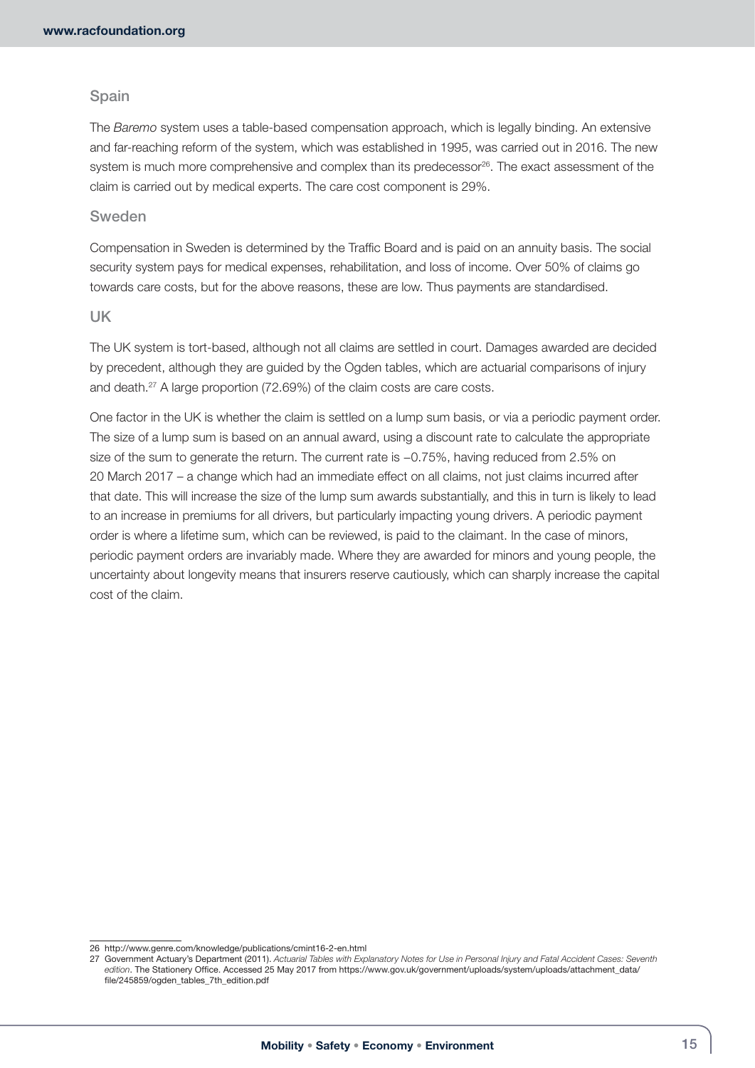## Spain

The *Baremo* system uses a table-based compensation approach, which is legally binding. An extensive and far-reaching reform of the system, which was established in 1995, was carried out in 2016. The new system is much more comprehensive and complex than its predecessor[26]. The exact assessment of the claim is carried out by medical experts. The care cost component is 29%.

## Sweden

Compensation in Sweden is determined by the Traffic Board and is paid on an annuity basis. The social security system pays for medical expenses, rehabilitation, and loss of income. Over 50% of claims go towards care costs, but for the above reasons, these are low. Thus payments are standardised.

## UK

The UK system is tort-based, although not all claims are settled in court. Damages awarded are decided by precedent, although they are guided by the Ogden tables, which are actuarial comparisons of injury and death.[27] A large proportion (72.69%) of the claim costs are care costs.

One factor in the UK is whether the claim is settled on a lump sum basis, or via a periodic payment order. The size of a lump sum is based on an annual award, using a discount rate to calculate the appropriate size of the sum to generate the return. The current rate is –0.75%, having reduced from 2.5% on 20 March 2017 – a change which had an immediate effect on all claims, not just claims incurred after that date. This will increase the size of the lump sum awards substantially, and this in turn is likely to lead to an increase in premiums for all drivers, but particularly impacting young drivers. A periodic payment order is where a lifetime sum, which can be reviewed, is paid to the claimant. In the case of minors, periodic payment orders are invariably made. Where they are awarded for minors and young people, the uncertainty about longevity means that insurers reserve cautiously, which can sharply increase the capital cost of the claim.

---

26 http://www.genre.com/knowledge/publications/cmint16-2-en.html

27 Government Actuary's Department (2011). *Actuarial Tables with Explanatory Notes for Use in Personal Injury and Fatal Accident Cases: Seventh edition*. The Stationery Office. Accessed 25 May 2017 from https://www.gov.uk/government/uploads/system/uploads/attachment_data/file/245859/ogden_tables_7th_edition.pdf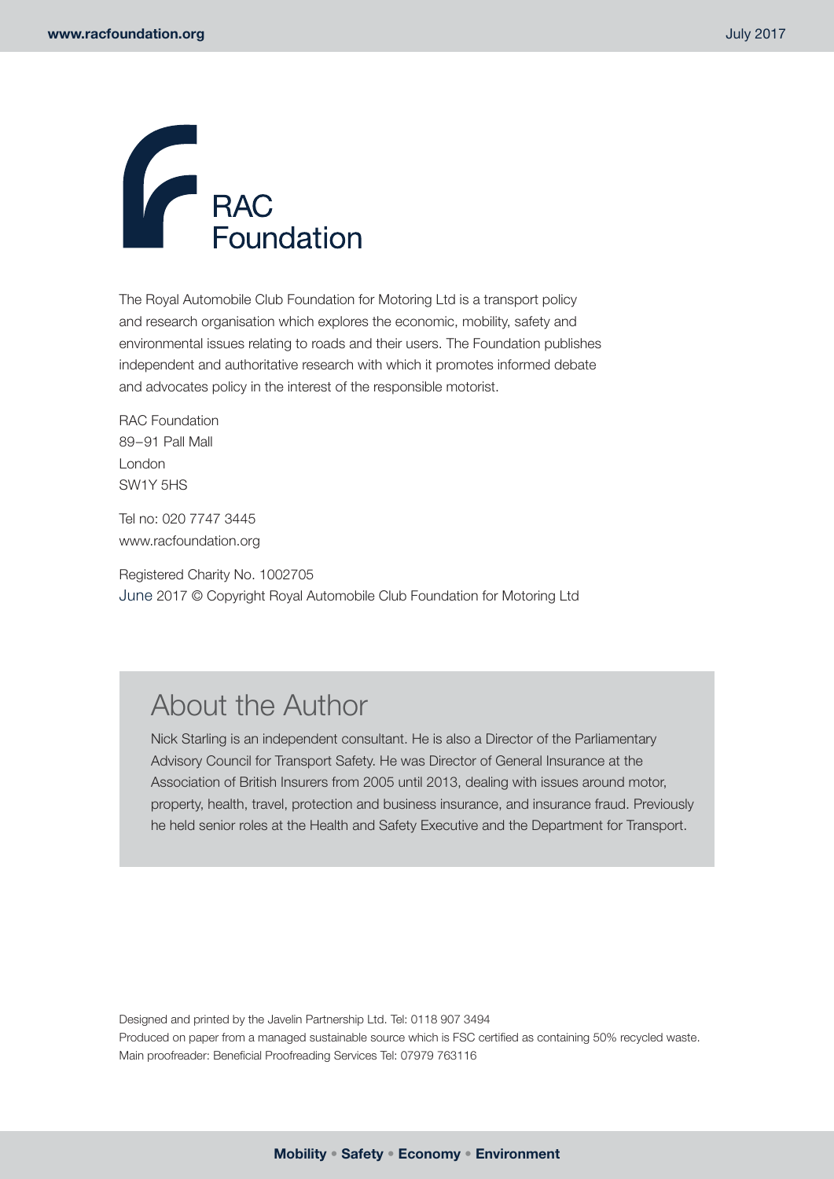RAC Foundation

The Royal Automobile Club Foundation for Motoring Ltd is a transport policy and research organisation which explores the economic, mobility, safety and environmental issues relating to roads and their users. The Foundation publishes independent and authoritative research with which it promotes informed debate and advocates policy in the interest of the responsible motorist.

RAC Foundation
89–91 Pall Mall
London
SW1Y 5HS

Tel no: 020 7747 3445
www.racfoundation.org

Registered Charity No. 1002705
June 2017 © Copyright Royal Automobile Club Foundation for Motoring Ltd

## About the Author

Nick Starling is an independent consultant. He is also a Director of the Parliamentary Advisory Council for Transport Safety. He was Director of General Insurance at the Association of British Insurers from 2005 until 2013, dealing with issues around motor, property, health, travel, protection and business insurance, and insurance fraud. Previously he held senior roles at the Health and Safety Executive and the Department for Transport.

Designed and printed by the Javelin Partnership Ltd. Tel: 0118 907 3494
Produced on paper from a managed sustainable source which is FSC certified as containing 50% recycled waste.
Main proofreader: Beneficial Proofreading Services Tel: 07979 763116

**Mobility • Safety • Economy • Environment**